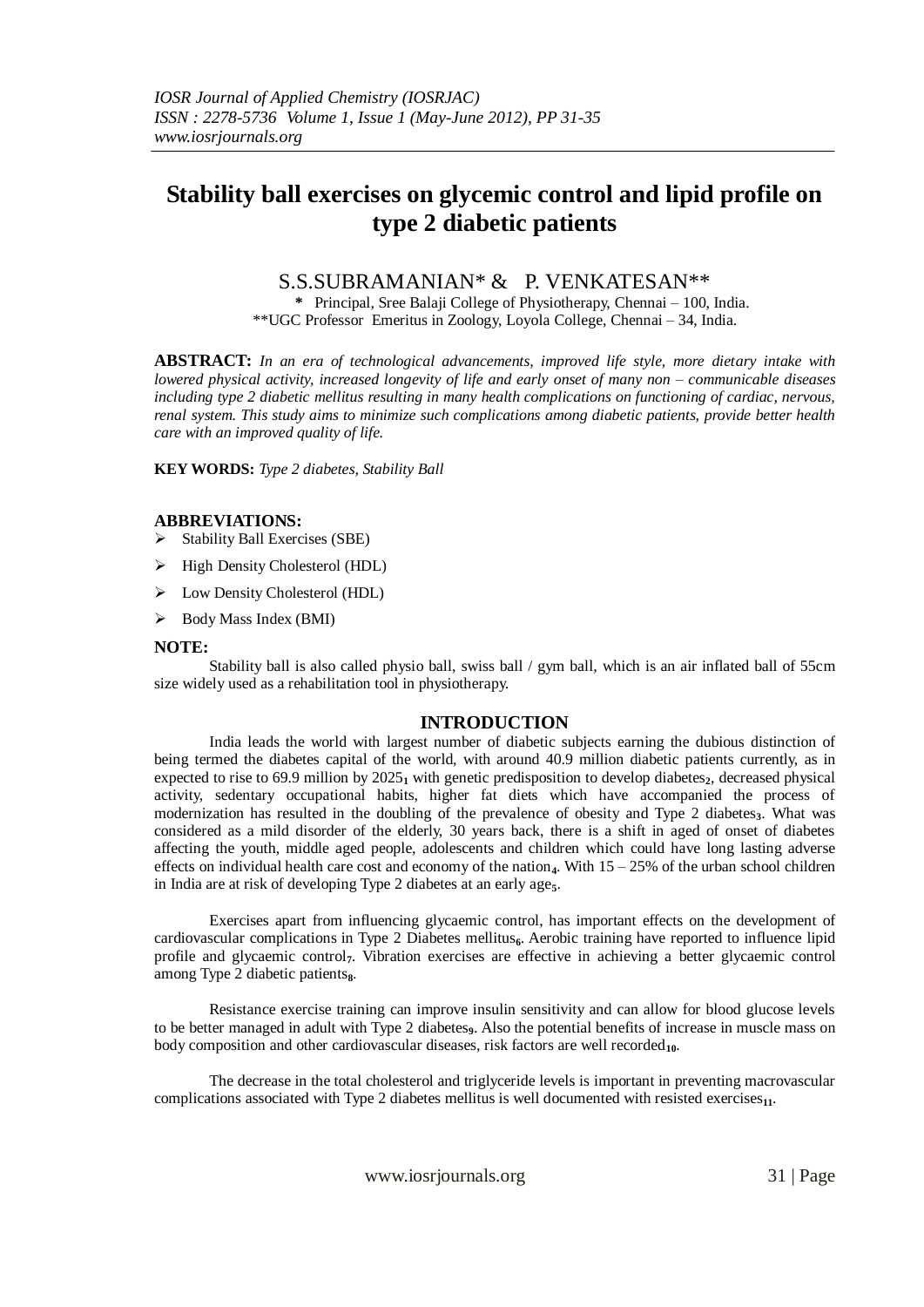# Stability ball exercises on glycemic control and lipid profile on type 2 diabetic patients

S.S.SUBRAMANIAN* & P. VENKATESAN**

\* Principal, Sree Balaji College of Physiotherapy, Chennai – 100, India.
**UGC Professor Emeritus in Zoology, Loyola College, Chennai – 34, India.

**ABSTRACT:** *In an era of technological advancements, improved life style, more dietary intake with lowered physical activity, increased longevity of life and early onset of many non – communicable diseases including type 2 diabetic mellitus resulting in many health complications on functioning of cardiac, nervous, renal system. This study aims to minimize such complications among diabetic patients, provide better health care with an improved quality of life.*

**KEY WORDS:** *Type 2 diabetes, Stability Ball*

**ABBREVIATIONS:**

- Stability Ball Exercises (SBE)
- High Density Cholesterol (HDL)
- Low Density Cholesterol (HDL)
- Body Mass Index (BMI)

**NOTE:**

Stability ball is also called physio ball, swiss ball / gym ball, which is an air inflated ball of 55cm size widely used as a rehabilitation tool in physiotherapy.

## INTRODUCTION

India leads the world with largest number of diabetic subjects earning the dubious distinction of being termed the diabetes capital of the world, with around 40.9 million diabetic patients currently, as in expected to rise to 69.9 million by 2025[1] with genetic predisposition to develop diabetes[2], decreased physical activity, sedentary occupational habits, higher fat diets which have accompanied the process of modernization has resulted in the doubling of the prevalence of obesity and Type 2 diabetes[3]. What was considered as a mild disorder of the elderly, 30 years back, there is a shift in aged of onset of diabetes affecting the youth, middle aged people, adolescents and children which could have long lasting adverse effects on individual health care cost and economy of the nation[4]. With 15 – 25% of the urban school children in India are at risk of developing Type 2 diabetes at an early age[5].

Exercises apart from influencing glycaemic control, has important effects on the development of cardiovascular complications in Type 2 Diabetes mellitus[6]. Aerobic training have reported to influence lipid profile and glycaemic control[7]. Vibration exercises are effective in achieving a better glycaemic control among Type 2 diabetic patients[8].

Resistance exercise training can improve insulin sensitivity and can allow for blood glucose levels to be better managed in adult with Type 2 diabetes[9]. Also the potential benefits of increase in muscle mass on body composition and other cardiovascular diseases, risk factors are well recorded[10].

The decrease in the total cholesterol and triglyceride levels is important in preventing macrovascular complications associated with Type 2 diabetes mellitus is well documented with resisted exercises[11].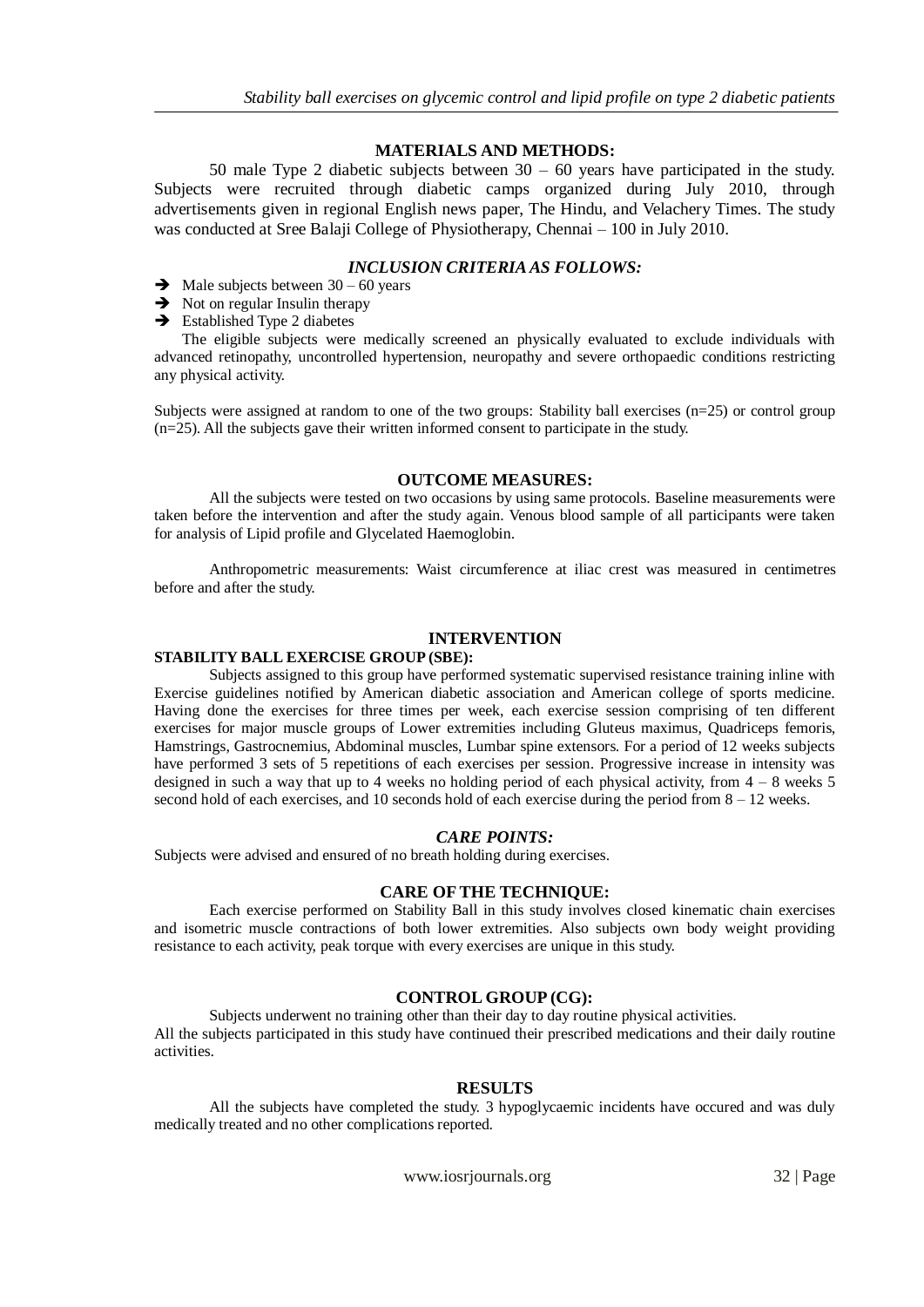## MATERIALS AND METHODS:

50 male Type 2 diabetic subjects between 30 – 60 years have participated in the study. Subjects were recruited through diabetic camps organized during July 2010, through advertisements given in regional English news paper, The Hindu, and Velachery Times. The study was conducted at Sree Balaji College of Physiotherapy, Chennai – 100 in July 2010.

### *INCLUSION CRITERIA AS FOLLOWS:*

- ➔ Male subjects between 30 – 60 years
- ➔ Not on regular Insulin therapy
- ➔ Established Type 2 diabetes

The eligible subjects were medically screened an physically evaluated to exclude individuals with advanced retinopathy, uncontrolled hypertension, neuropathy and severe orthopaedic conditions restricting any physical activity.

Subjects were assigned at random to one of the two groups: Stability ball exercises (n=25) or control group (n=25). All the subjects gave their written informed consent to participate in the study.

## OUTCOME MEASURES:

All the subjects were tested on two occasions by using same protocols. Baseline measurements were taken before the intervention and after the study again. Venous blood sample of all participants were taken for analysis of Lipid profile and Glycelated Haemoglobin.

Anthropometric measurements: Waist circumference at iliac crest was measured in centimetres before and after the study.

## INTERVENTION

### STABILITY BALL EXERCISE GROUP (SBE):

Subjects assigned to this group have performed systematic supervised resistance training inline with Exercise guidelines notified by American diabetic association and American college of sports medicine. Having done the exercises for three times per week, each exercise session comprising of ten different exercises for major muscle groups of Lower extremities including Gluteus maximus, Quadriceps femoris, Hamstrings, Gastrocnemius, Abdominal muscles, Lumbar spine extensors. For a period of 12 weeks subjects have performed 3 sets of 5 repetitions of each exercises per session. Progressive increase in intensity was designed in such a way that up to 4 weeks no holding period of each physical activity, from 4 – 8 weeks 5 second hold of each exercises, and 10 seconds hold of each exercise during the period from 8 – 12 weeks.

### *CARE POINTS:*

Subjects were advised and ensured of no breath holding during exercises.

### CARE OF THE TECHNIQUE:

Each exercise performed on Stability Ball in this study involves closed kinematic chain exercises and isometric muscle contractions of both lower extremities. Also subjects own body weight providing resistance to each activity, peak torque with every exercises are unique in this study.

### CONTROL GROUP (CG):

Subjects underwent no training other than their day to day routine physical activities.
All the subjects participated in this study have continued their prescribed medications and their daily routine activities.

## RESULTS

All the subjects have completed the study. 3 hypoglycaemic incidents have occured and was duly medically treated and no other complications reported.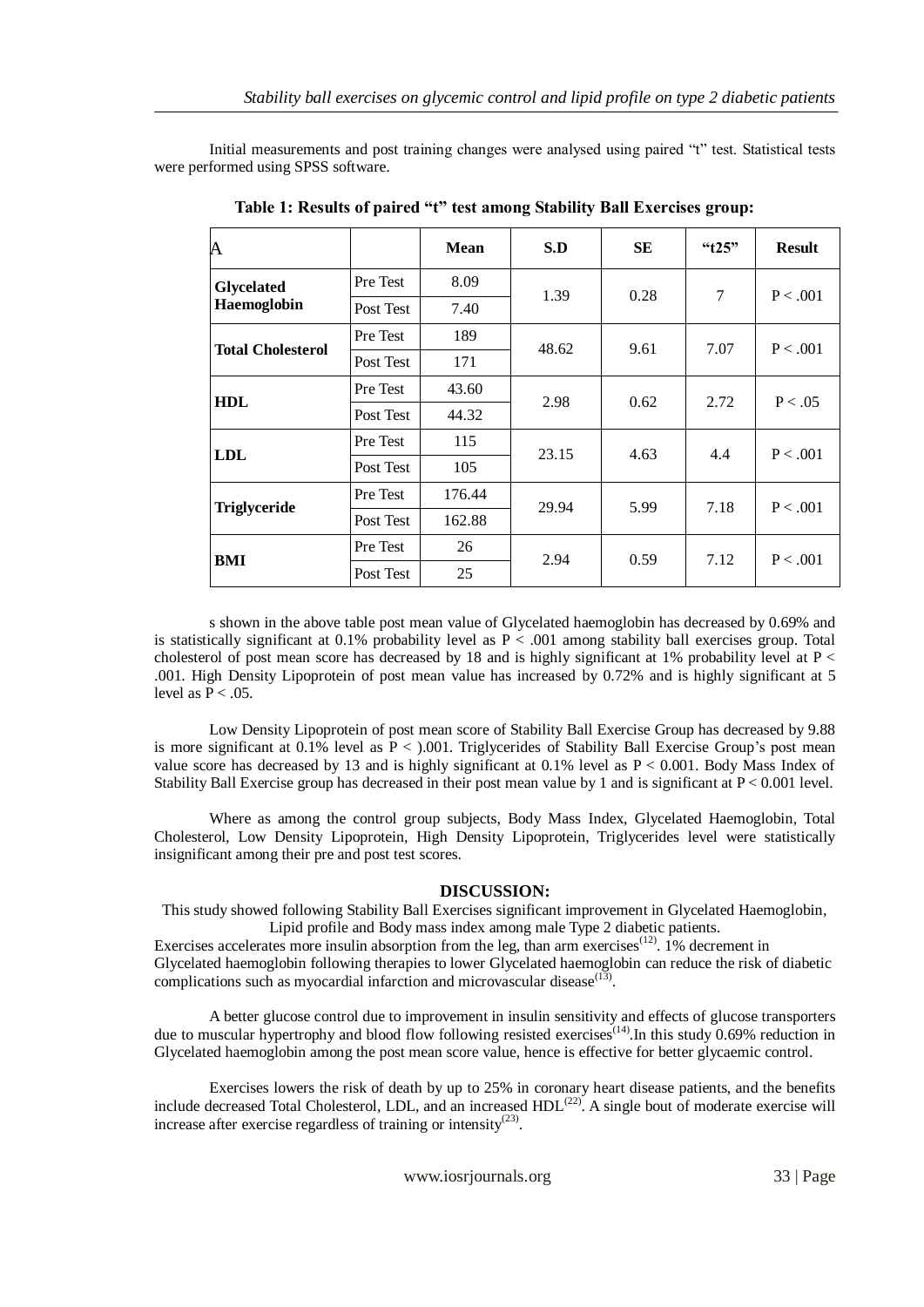Initial measurements and post training changes were analysed using paired "t" test. Statistical tests were performed using SPSS software.

**Table 1: Results of paired "t" test among Stability Ball Exercises group:**

| A | | Mean | S.D | SE | "t25" | Result |
|---|---|---|---|---|---|---|
| **Glycelated Haemoglobin** | Pre Test | 8.09 | 1.39 | 0.28 | 7 | P < .001 |
| | Post Test | 7.40 | | | | |
| **Total Cholesterol** | Pre Test | 189 | 48.62 | 9.61 | 7.07 | P < .001 |
| | Post Test | 171 | | | | |
| **HDL** | Pre Test | 43.60 | 2.98 | 0.62 | 2.72 | P < .05 |
| | Post Test | 44.32 | | | | |
| **LDL** | Pre Test | 115 | 23.15 | 4.63 | 4.4 | P < .001 |
| | Post Test | 105 | | | | |
| **Triglyceride** | Pre Test | 176.44 | 29.94 | 5.99 | 7.18 | P < .001 |
| | Post Test | 162.88 | | | | |
| **BMI** | Pre Test | 26 | 2.94 | 0.59 | 7.12 | P < .001 |
| | Post Test | 25 | | | | |

s shown in the above table post mean value of Glycelated haemoglobin has decreased by 0.69% and is statistically significant at 0.1% probability level as $P < .001$ among stability ball exercises group. Total cholesterol of post mean score has decreased by 18 and is highly significant at 1% probability level at $P < .001$. High Density Lipoprotein of post mean value has increased by 0.72% and is highly significant at 5 level as $P < .05$.

Low Density Lipoprotein of post mean score of Stability Ball Exercise Group has decreased by 9.88 is more significant at 0.1% level as P < ).001. Triglycerides of Stability Ball Exercise Group's post mean value score has decreased by 13 and is highly significant at 0.1% level as $P < 0.001$. Body Mass Index of Stability Ball Exercise group has decreased in their post mean value by 1 and is significant at $P < 0.001$ level.

Where as among the control group subjects, Body Mass Index, Glycelated Haemoglobin, Total Cholesterol, Low Density Lipoprotein, High Density Lipoprotein, Triglycerides level were statistically insignificant among their pre and post test scores.

## DISCUSSION:

This study showed following Stability Ball Exercises significant improvement in Glycelated Haemoglobin, Lipid profile and Body mass index among male Type 2 diabetic patients.

Exercises accelerates more insulin absorption from the leg, than arm exercises[(12)]. 1% decrement in Glycelated haemoglobin following therapies to lower Glycelated haemoglobin can reduce the risk of diabetic complications such as myocardial infarction and microvascular disease[(13)].

A better glucose control due to improvement in insulin sensitivity and effects of glucose transporters due to muscular hypertrophy and blood flow following resisted exercises[(14)].In this study 0.69% reduction in Glycelated haemoglobin among the post mean score value, hence is effective for better glycaemic control.

Exercises lowers the risk of death by up to 25% in coronary heart disease patients, and the benefits include decreased Total Cholesterol, LDL, and an increased HDL[(22)]. A single bout of moderate exercise will increase after exercise regardless of training or intensity[(23)].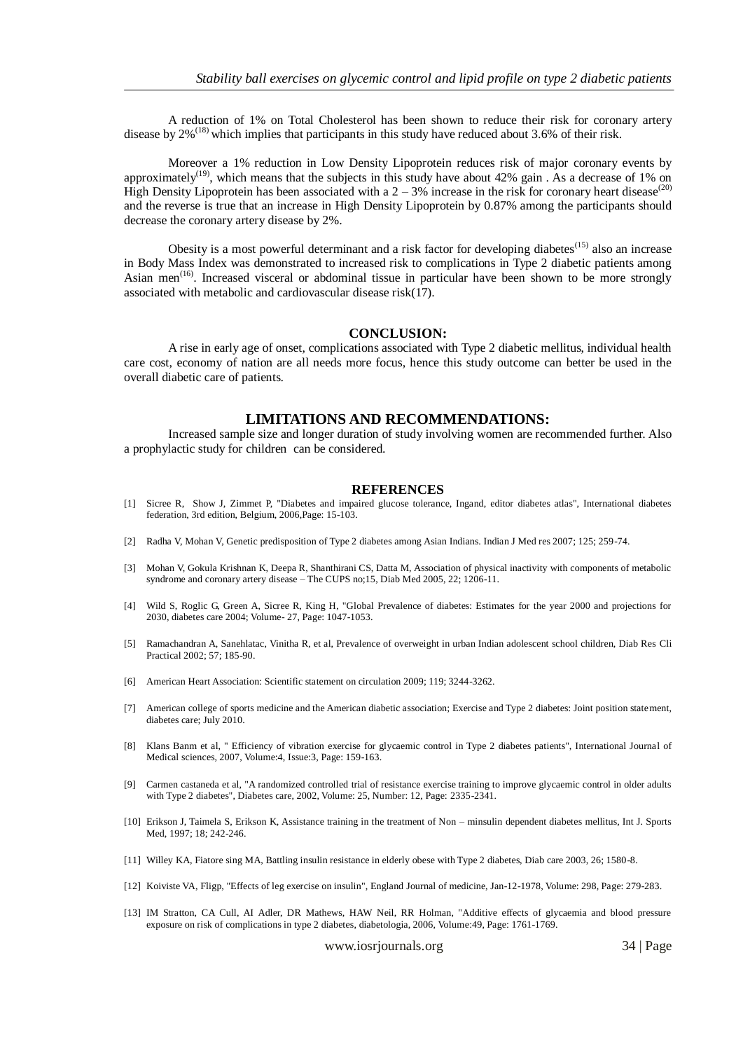A reduction of 1% on Total Cholesterol has been shown to reduce their risk for coronary artery disease by 2%[18] which implies that participants in this study have reduced about 3.6% of their risk.

Moreover a 1% reduction in Low Density Lipoprotein reduces risk of major coronary events by approximately[19], which means that the subjects in this study have about 42% gain . As a decrease of 1% on High Density Lipoprotein has been associated with a 2 – 3% increase in the risk for coronary heart disease[20] and the reverse is true that an increase in High Density Lipoprotein by 0.87% among the participants should decrease the coronary artery disease by 2%.

Obesity is a most powerful determinant and a risk factor for developing diabetes[15] also an increase in Body Mass Index was demonstrated to increased risk to complications in Type 2 diabetic patients among Asian men[16]. Increased visceral or abdominal tissue in particular have been shown to be more strongly associated with metabolic and cardiovascular disease risk(17).

## CONCLUSION:

A rise in early age of onset, complications associated with Type 2 diabetic mellitus, individual health care cost, economy of nation are all needs more focus, hence this study outcome can better be used in the overall diabetic care of patients.

## LIMITATIONS AND RECOMMENDATIONS:

Increased sample size and longer duration of study involving women are recommended further. Also a prophylactic study for children can be considered.

## REFERENCES

[1] Sicree R, Show J, Zimmet P, "Diabetes and impaired glucose tolerance, Ingand, editor diabetes atlas", International diabetes federation, 3rd edition, Belgium, 2006,Page: 15-103.

[2] Radha V, Mohan V, Genetic predisposition of Type 2 diabetes among Asian Indians. Indian J Med res 2007; 125; 259-74.

[3] Mohan V, Gokula Krishnan K, Deepa R, Shanthirani CS, Datta M, Association of physical inactivity with components of metabolic syndrome and coronary artery disease – The CUPS no;15, Diab Med 2005, 22; 1206-11.

[4] Wild S, Roglic G, Green A, Sicree R, King H, "Global Prevalence of diabetes: Estimates for the year 2000 and projections for 2030, diabetes care 2004; Volume- 27, Page: 1047-1053.

[5] Ramachandran A, Sanehlatac, Vinitha R, et al, Prevalence of overweight in urban Indian adolescent school children, Diab Res Cli Practical 2002; 57; 185-90.

[6] American Heart Association: Scientific statement on circulation 2009; 119; 3244-3262.

[7] American college of sports medicine and the American diabetic association; Exercise and Type 2 diabetes: Joint position statement, diabetes care; July 2010.

[8] Klans Banm et al, " Efficiency of vibration exercise for glycaemic control in Type 2 diabetes patients", International Journal of Medical sciences, 2007, Volume:4, Issue:3, Page: 159-163.

[9] Carmen castaneda et al, "A randomized controlled trial of resistance exercise training to improve glycaemic control in older adults with Type 2 diabetes", Diabetes care, 2002, Volume: 25, Number: 12, Page: 2335-2341.

[10] Erikson J, Taimela S, Erikson K, Assistance training in the treatment of Non – minsulin dependent diabetes mellitus, Int J. Sports Med, 1997; 18; 242-246.

[11] Willey KA, Fiatore sing MA, Battling insulin resistance in elderly obese with Type 2 diabetes, Diab care 2003, 26; 1580-8.

[12] Koiviste VA, Fligp, "Effects of leg exercise on insulin", England Journal of medicine, Jan-12-1978, Volume: 298, Page: 279-283.

[13] IM Stratton, CA Cull, AI Adler, DR Mathews, HAW Neil, RR Holman, "Additive effects of glycaemia and blood pressure exposure on risk of complications in type 2 diabetes, diabetologia, 2006, Volume:49, Page: 1761-1769.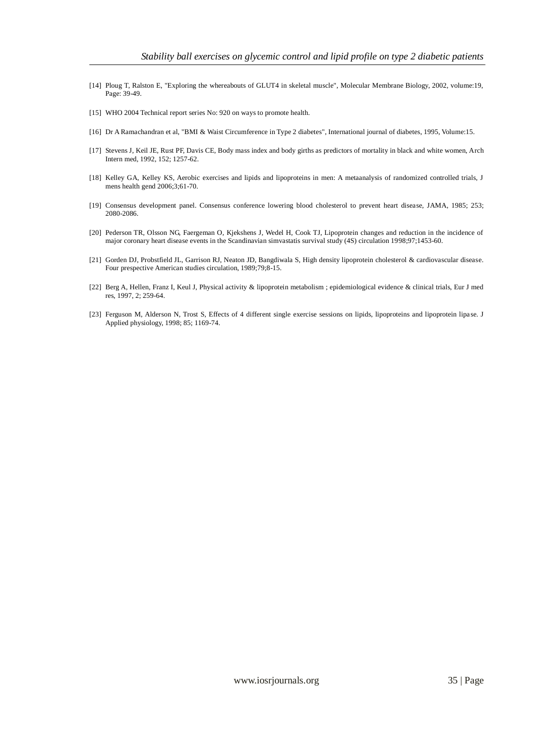[14] Ploug T, Ralston E, "Exploring the whereabouts of GLUT4 in skeletal muscle", Molecular Membrane Biology, 2002, volume:19, Page: 39-49.

[15] WHO 2004 Technical report series No: 920 on ways to promote health.

[16] Dr A Ramachandran et al, "BMI & Waist Circumference in Type 2 diabetes", International journal of diabetes, 1995, Volume:15.

[17] Stevens J, Keil JE, Rust PF, Davis CE, Body mass index and body girths as predictors of mortality in black and white women, Arch Intern med, 1992, 152; 1257-62.

[18] Kelley GA, Kelley KS, Aerobic exercises and lipids and lipoproteins in men: A metaanalysis of randomized controlled trials, J mens health gend 2006;3;61-70.

[19] Consensus development panel. Consensus conference lowering blood cholesterol to prevent heart disease, JAMA, 1985; 253; 2080-2086.

[20] Pederson TR, Olsson NG, Faergeman O, Kjekshens J, Wedel H, Cook TJ, Lipoprotein changes and reduction in the incidence of major coronary heart disease events in the Scandinavian simvastatis survival study (4S) circulation 1998;97;1453-60.

[21] Gorden DJ, Probstfield JL, Garrison RJ, Neaton JD, Bangdiwala S, High density lipoprotein cholesterol & cardiovascular disease. Four prespective American studies circulation, 1989;79;8-15.

[22] Berg A, Hellen, Franz I, Keul J, Physical activity & lipoprotein metabolism ; epidemiological evidence & clinical trials, Eur J med res, 1997, 2; 259-64.

[23] Ferguson M, Alderson N, Trost S, Effects of 4 different single exercise sessions on lipids, lipoproteins and lipoprotein lipase. J Applied physiology, 1998; 85; 1169-74.